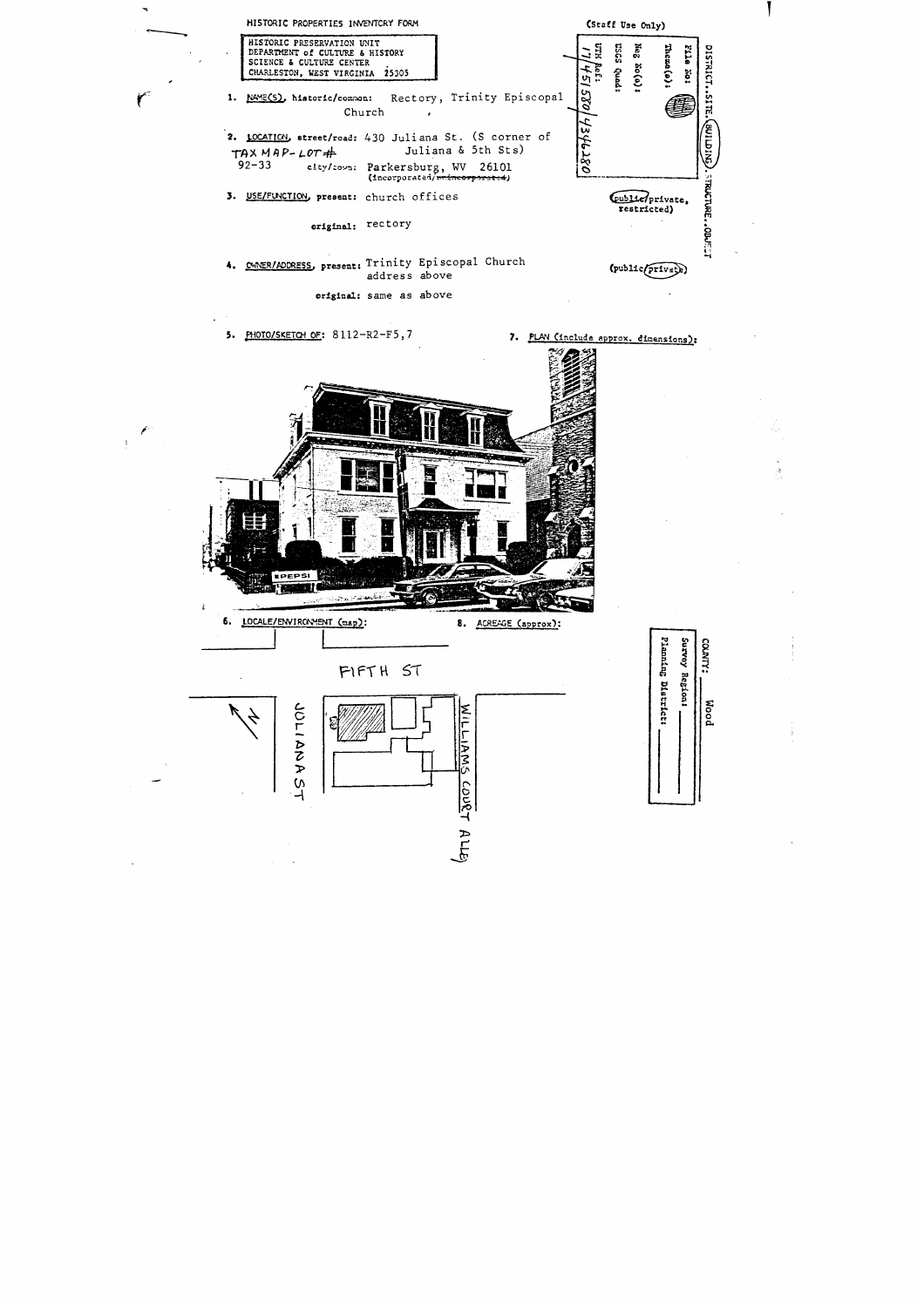HISTORIC PROPERTIES INVENTORY FORM

(Staff Use Only)

HISTORIC PRESERVATION UNIT
DEPARTMENT of CULTURE & HISTORY
SCIENCE & CULTURE CENTER
CHARLESTON, WEST VIRGINIA 25305

File No:
Theme(s):
Neg No(s):
USGS Quad:
UTM Ref: 17/451580/4346280

DISTRICT..SITE..BUILDING..STRUCTURE..OBJECT

1. NAME(S), historic/common: Rectory, Trinity Episcopal Church

2. LOCATION, street/road: 430 Juliana St. (S corner of Juliana & 5th Sts)
TAX MAP-LOT #
92-33
city/town: Parkersburg, WV 26101
(incorporated/~~unincorporated~~)

3. USE/FUNCTION, present: church offices
(public/private, restricted)

original: rectory

4. OWNER/ADDRESS, present: Trinity Episcopal Church
address above
(public/private)

original: same as above

5. PHOTO/SKETCH OF: 8112-R2-F5,7

7. PLAN (include approx. dimensions):

6. LOCALE/ENVIRONMENT (map):

FIFTH ST

JULIANA ST

WILLIAMS COURT ALLEY

N

8. ACREAGE (approx):

COUNTY: Wood
Survey Region:
Planning District: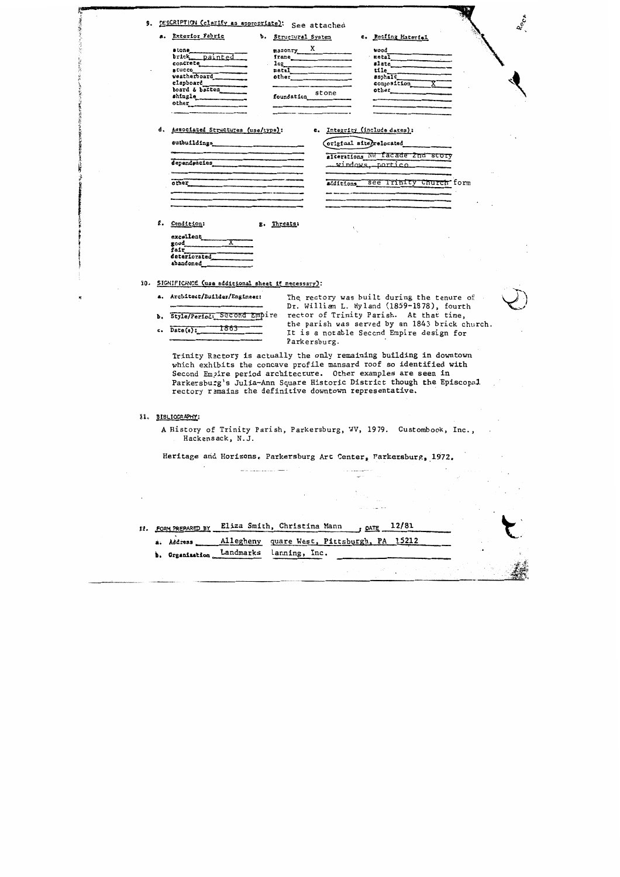9. DESCRIPTION (clarify as appropriate): See attached

a. Exterior Fabric

- stone
- brick painted
- concrete
- stucco
- weatherboard
- clapboard
- board & batten
- shingle
- other

b. Structural System

- masonry X
- frame
- log
- metal
- other
- foundation stone

c. Roofing Material

- wood
- metal
- slate
- tile
- asphalt
- composition X
- other

d. Associated Structures (use/type):

- outbuildings
- dependencies
- other

e. Integrity (include dates):

- (original site) relocated
- alterations NW facade 2nd story windows, portico
- additions see Trinity Church form

f. Condition:

- excellent
- good X
- fair
- deteriorated
- abandoned

g. Threats:

10. SIGNIFICANCE (use additional sheet if necessary):

a. Architect/Builder/Engineer:

b. Style/Period: Second Empire

c. Date(s): 1863

The rectory was built during the tenure of Dr. William L. Hyland (1859-1878), fourth rector of Trinity Parish. At that time, the parish was served by an 1843 brick church. It is a notable Second Empire design for Parkersburg.

Trinity Rectory is actually the only remaining building in downtown which exhibits the concave profile mansard roof so identified with Second Empire period architecture. Other examples are seen in Parkersburg's Julia-Ann Square Historic District though the Episcopal rectory remains the definitive downtown representative.

11. BIBLIOGRAPHY:

A History of Trinity Parish, Parkersburg, WV, 1979. Custombook, Inc., Hackensack, N.J.

Heritage and Horizons. Parkersburg Art Center, Parkersburg, 1972.

12. FORM PREPARED BY Eliza Smith, Christina Mann , DATE 12/81

a. Address Allegheny quare West, Pittsburgh, PA 15212

b. Organization Landmarks lanning, Inc.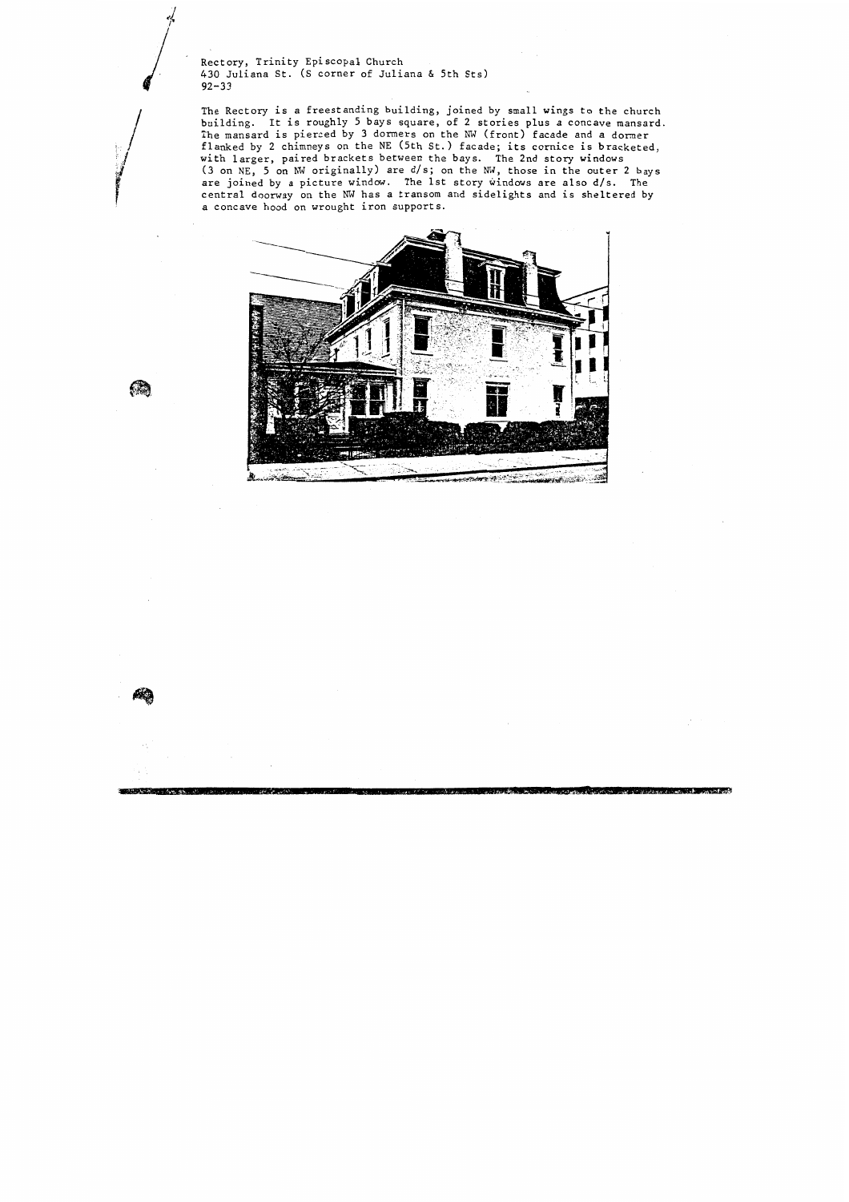Rectory, Trinity Episcopal Church
430 Juliana St. (S corner of Juliana & 5th Sts)
92-33

The Rectory is a freestanding building, joined by small wings to the church building. It is roughly 5 bays square, of 2 stories plus a concave mansard. The mansard is pierced by 3 dormers on the NW (front) facade and a dormer flanked by 2 chimneys on the NE (5th St.) facade; its cornice is bracketed, with larger, paired brackets between the bays. The 2nd story windows (3 on NE, 5 on NW originally) are d/s; on the NW, those in the outer 2 bays are joined by a picture window. The 1st story windows are also d/s. The central doorway on the NW has a transom and sidelights and is sheltered by a concave hood on wrought iron supports.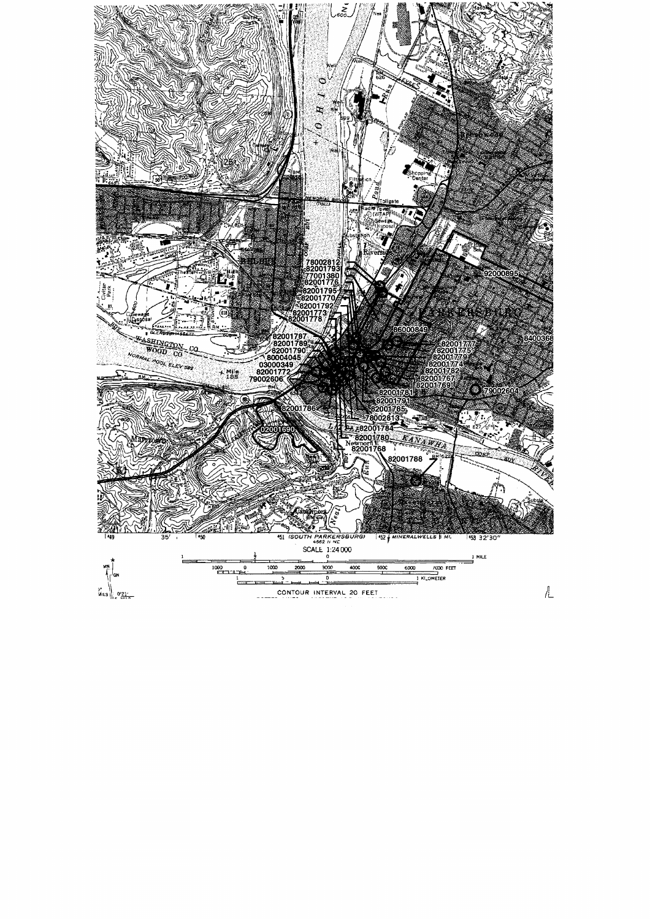78002812
82001793
77001380
82001776
82001795
82001770
82001792
82001773
82001778
82001787
82001789
82001790
80004045
03000349
82001772
79002606
82001786
02001690
86000849
92000895
8400368
82001777
82001775
82001779
82001774
82001782
82001767
82001769
79002604
82001781
82001791
82001785
78002813
82001784
82001780
82001768
82001788

OHIO

PARKERSBURG

BELPRE

WASHINGTON CO

WOOD CO

NORMAL POOL ELEV 582

Mile 185

KANAWHA RIVER

Newport

Riverside

Shopping Center

Tollgate

Sewage Disposal

449 35' 450 451 (SOUTH PARKERSBURG) 4662 II NE 452 MINERALWELLS 5 MI. 453 32'30"

SCALE 1:24 000

1 ½ 0 1 MILE

1000 0 1000 2000 3000 4000 5000 6000 7000 FEET

1 .5 0 1 KILOMETER

MN GN

CONTOUR INTERVAL 20 FEET